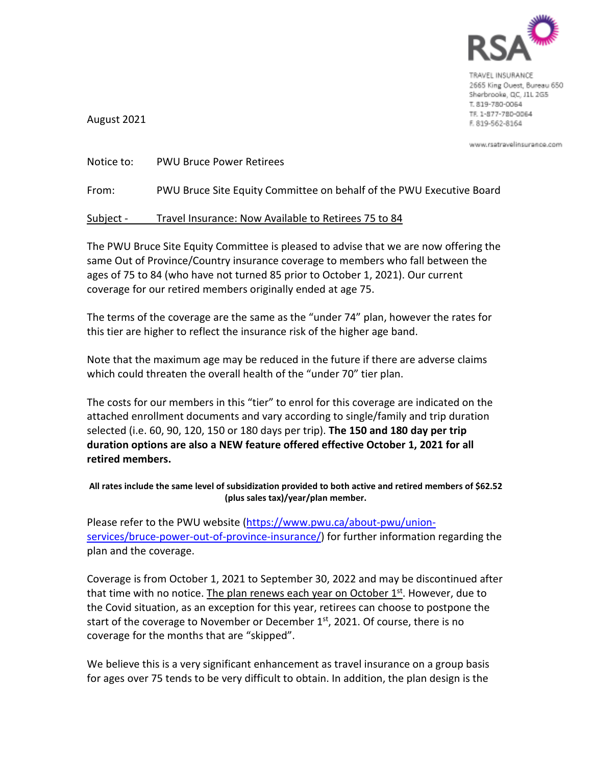RSA

TRAVEL INSURANCE
2665 King Ouest, Bureau 650
Sherbrooke, QC, J1L 2G5
T. 819-780-0064
TF. 1-877-780-0064
F. 819-562-8164

www.rsatravelinsurance.com

August 2021

Notice to: PWU Bruce Power Retirees

From: PWU Bruce Site Equity Committee on behalf of the PWU Executive Board

Subject - Travel Insurance: Now Available to Retirees 75 to 84

The PWU Bruce Site Equity Committee is pleased to advise that we are now offering the same Out of Province/Country insurance coverage to members who fall between the ages of 75 to 84 (who have not turned 85 prior to October 1, 2021). Our current coverage for our retired members originally ended at age 75.

The terms of the coverage are the same as the "under 74" plan, however the rates for this tier are higher to reflect the insurance risk of the higher age band.

Note that the maximum age may be reduced in the future if there are adverse claims which could threaten the overall health of the "under 70" tier plan.

The costs for our members in this "tier" to enrol for this coverage are indicated on the attached enrollment documents and vary according to single/family and trip duration selected (i.e. 60, 90, 120, 150 or 180 days per trip). **The 150 and 180 day per trip duration options are also a NEW feature offered effective October 1, 2021 for all retired members.**

**All rates include the same level of subsidization provided to both active and retired members of $62.52 (plus sales tax)/year/plan member.**

Please refer to the PWU website (https://www.pwu.ca/about-pwu/union-services/bruce-power-out-of-province-insurance/) for further information regarding the plan and the coverage.

Coverage is from October 1, 2021 to September 30, 2022 and may be discontinued after that time with no notice. The plan renews each year on October 1st. However, due to the Covid situation, as an exception for this year, retirees can choose to postpone the start of the coverage to November or December 1st, 2021. Of course, there is no coverage for the months that are "skipped".

We believe this is a very significant enhancement as travel insurance on a group basis for ages over 75 tends to be very difficult to obtain. In addition, the plan design is the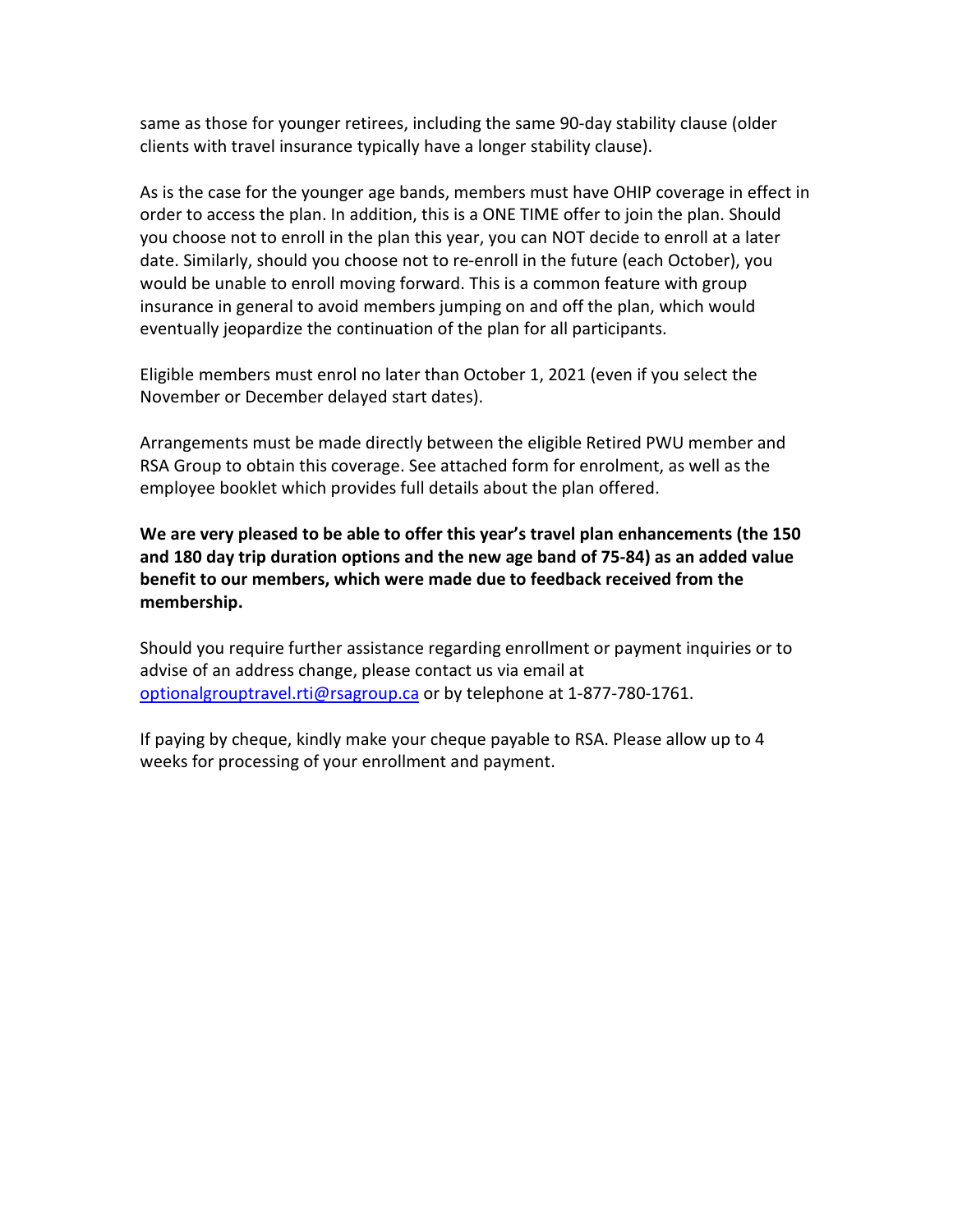same as those for younger retirees, including the same 90-day stability clause (older clients with travel insurance typically have a longer stability clause).

As is the case for the younger age bands, members must have OHIP coverage in effect in order to access the plan. In addition, this is a ONE TIME offer to join the plan. Should you choose not to enroll in the plan this year, you can NOT decide to enroll at a later date. Similarly, should you choose not to re-enroll in the future (each October), you would be unable to enroll moving forward. This is a common feature with group insurance in general to avoid members jumping on and off the plan, which would eventually jeopardize the continuation of the plan for all participants.

Eligible members must enrol no later than October 1, 2021 (even if you select the November or December delayed start dates).

Arrangements must be made directly between the eligible Retired PWU member and RSA Group to obtain this coverage. See attached form for enrolment, as well as the employee booklet which provides full details about the plan offered.

**We are very pleased to be able to offer this year's travel plan enhancements (the 150 and 180 day trip duration options and the new age band of 75-84) as an added value benefit to our members, which were made due to feedback received from the membership.**

Should you require further assistance regarding enrollment or payment inquiries or to advise of an address change, please contact us via email at [optionalgrouptravel.rti@rsagroup.ca](mailto:optionalgrouptravel.rti@rsagroup.ca) or by telephone at 1-877-780-1761.

If paying by cheque, kindly make your cheque payable to RSA. Please allow up to 4 weeks for processing of your enrollment and payment.